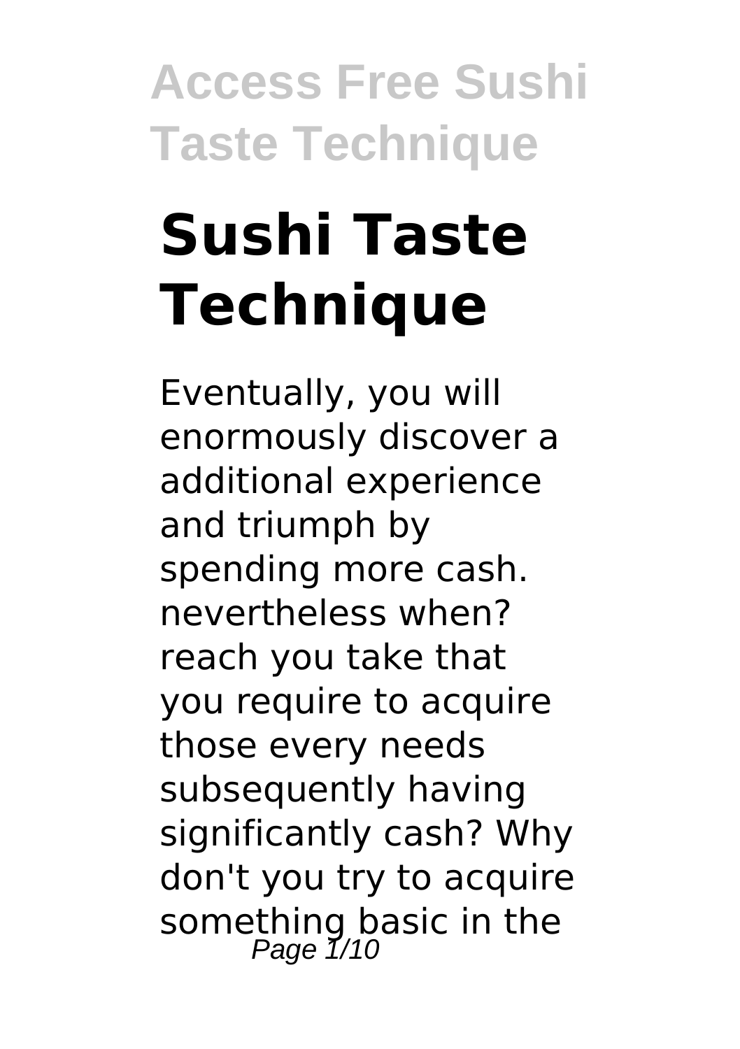# Sushi Taste Technique

Eventually, you will enormously discover a additional experience and triumph by spending more cash. nevertheless when? reach you take that you require to acquire those every needs subsequently having significantly cash? Why don't you try to acquire something basic in the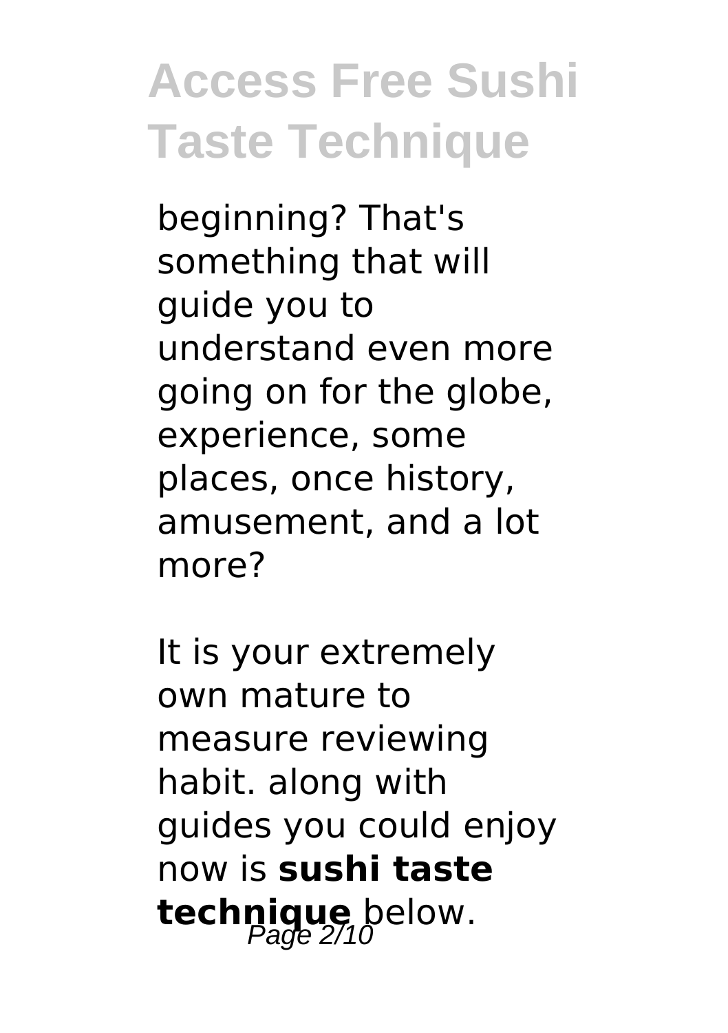beginning? That's something that will guide you to understand even more going on for the globe, experience, some places, once history, amusement, and a lot more?

It is your extremely own mature to measure reviewing habit. along with guides you could enjoy now is **sushi taste technique** below.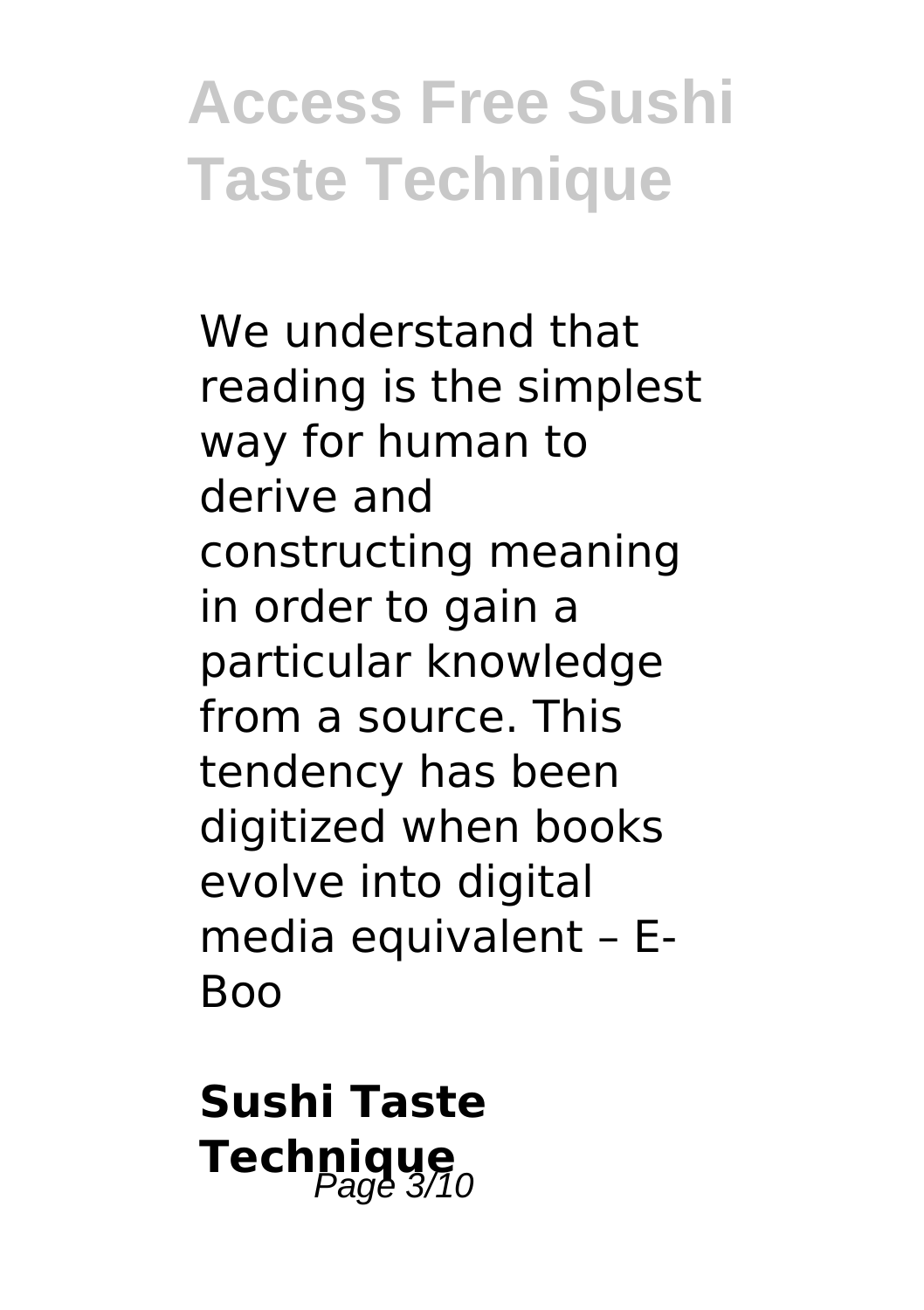We understand that reading is the simplest way for human to derive and constructing meaning in order to gain a particular knowledge from a source. This tendency has been digitized when books evolve into digital media equivalent – E-Boo

## Sushi Taste Technique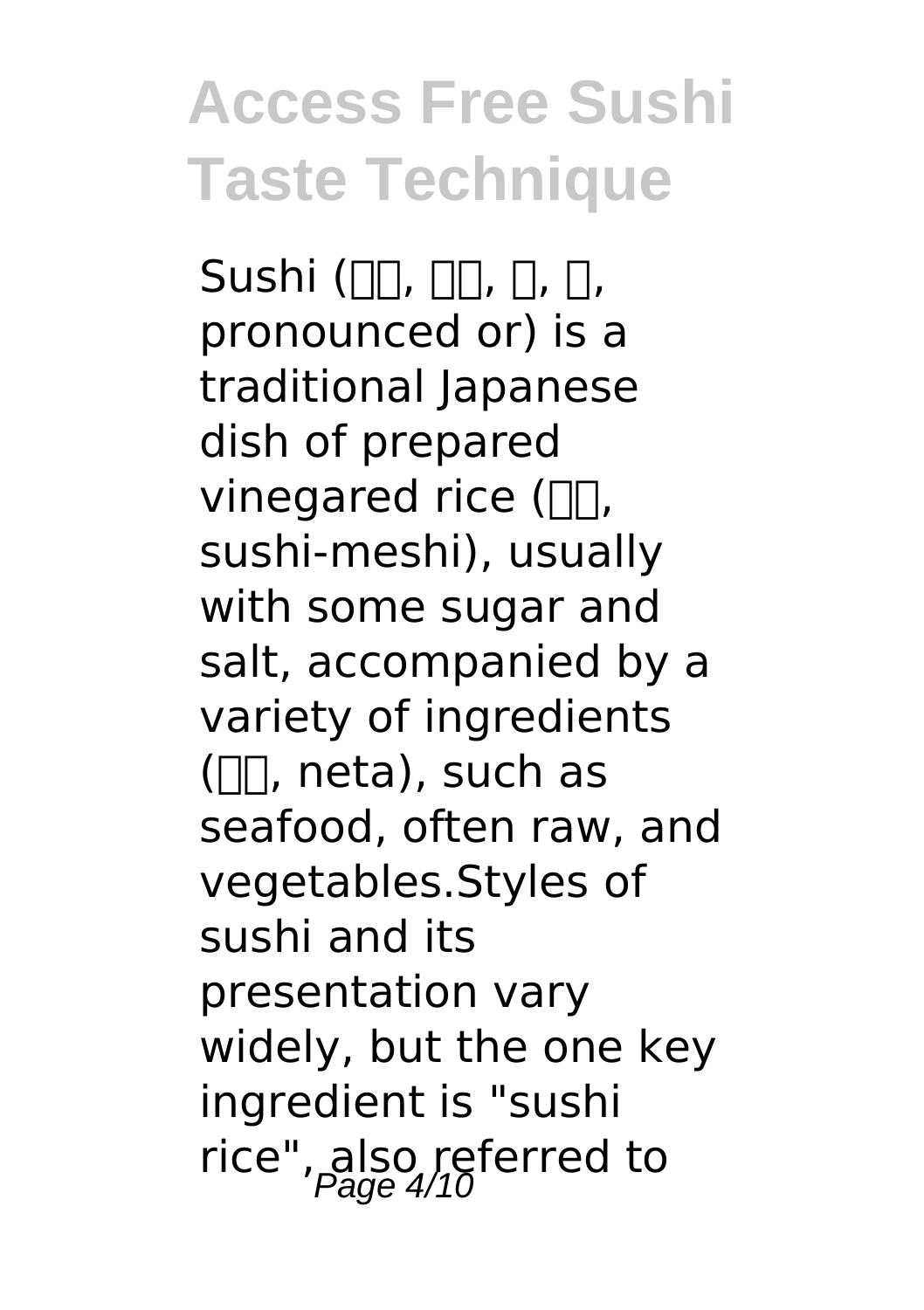Sushi (□□, □□, □, □, pronounced or) is a traditional Japanese dish of prepared vinegared rice (□□, sushi-meshi), usually with some sugar and salt, accompanied by a variety of ingredients (□□, neta), such as seafood, often raw, and vegetables.Styles of sushi and its presentation vary widely, but the one key ingredient is "sushi rice", also referred to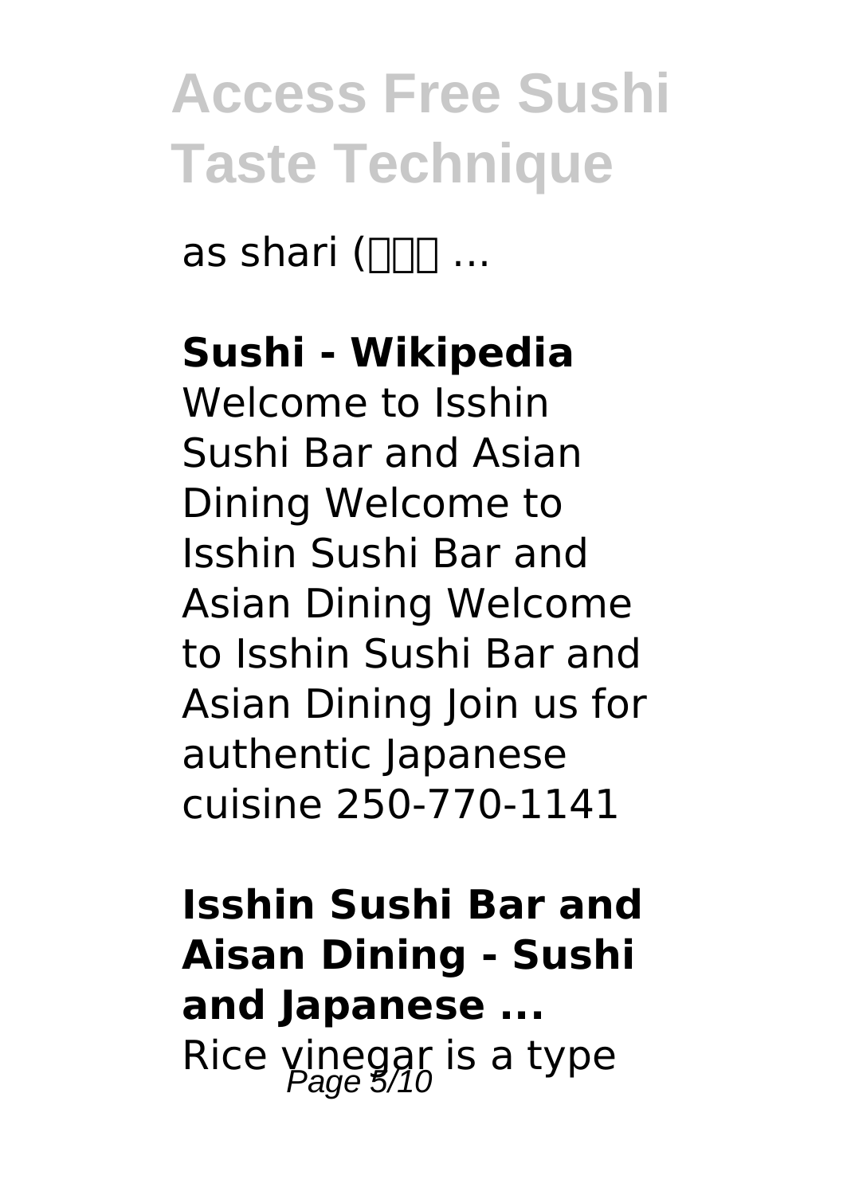as shari (□□□ ...

**Sushi - Wikipedia**

Welcome to Isshin Sushi Bar and Asian Dining Welcome to Isshin Sushi Bar and Asian Dining Welcome to Isshin Sushi Bar and Asian Dining Join us for authentic Japanese cuisine 250-770-1141

**Isshin Sushi Bar and Aisan Dining - Sushi and Japanese ...**

Rice vinegar is a type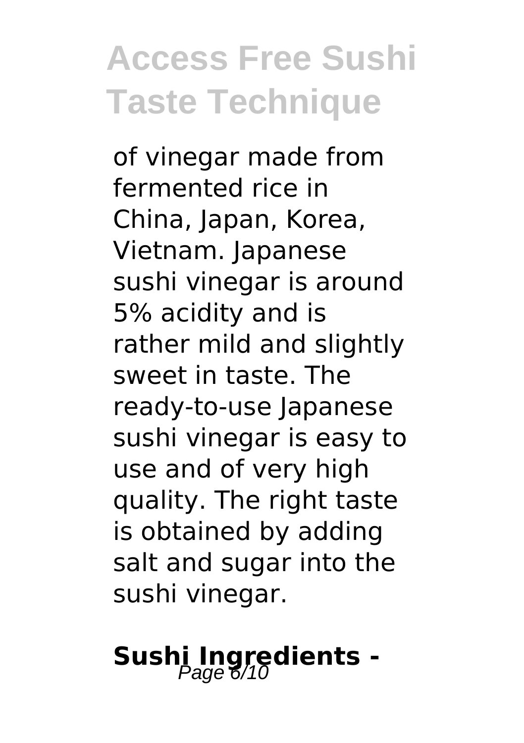of vinegar made from fermented rice in China, Japan, Korea, Vietnam. Japanese sushi vinegar is around 5% acidity and is rather mild and slightly sweet in taste. The ready-to-use Japanese sushi vinegar is easy to use and of very high quality. The right taste is obtained by adding salt and sugar into the sushi vinegar.

## Sushi Ingredients -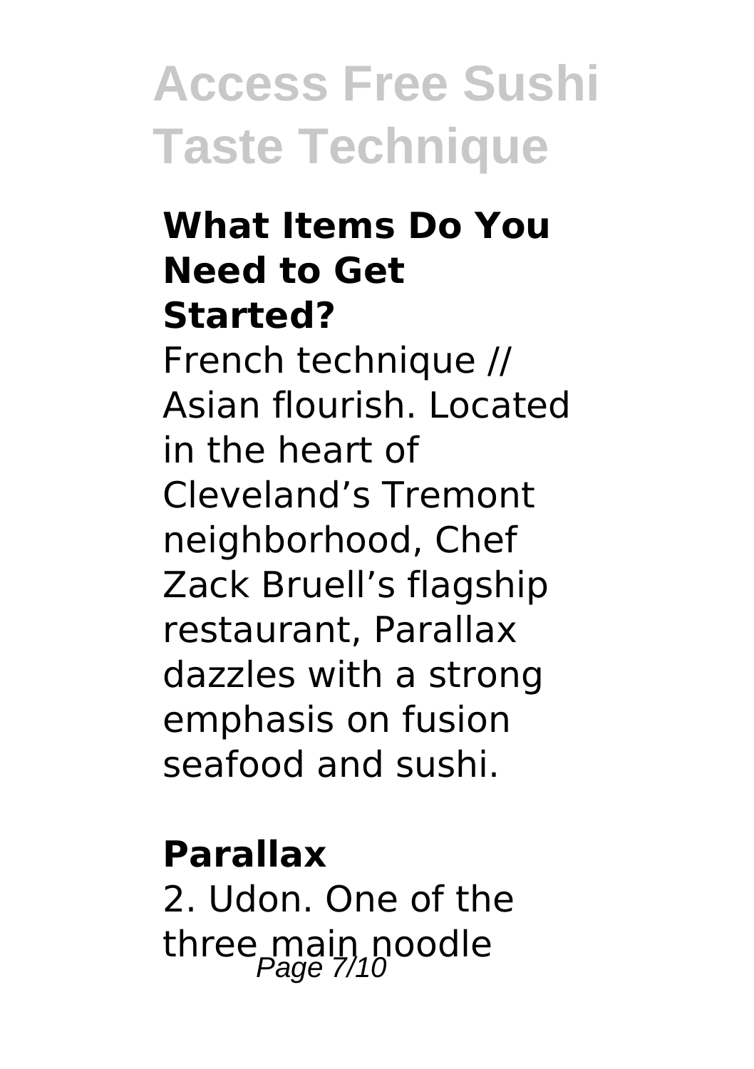### What Items Do You Need to Get Started?

French technique // Asian flourish. Located in the heart of Cleveland's Tremont neighborhood, Chef Zack Bruell's flagship restaurant, Parallax dazzles with a strong emphasis on fusion seafood and sushi.

### Parallax

2. Udon. One of the three main noodle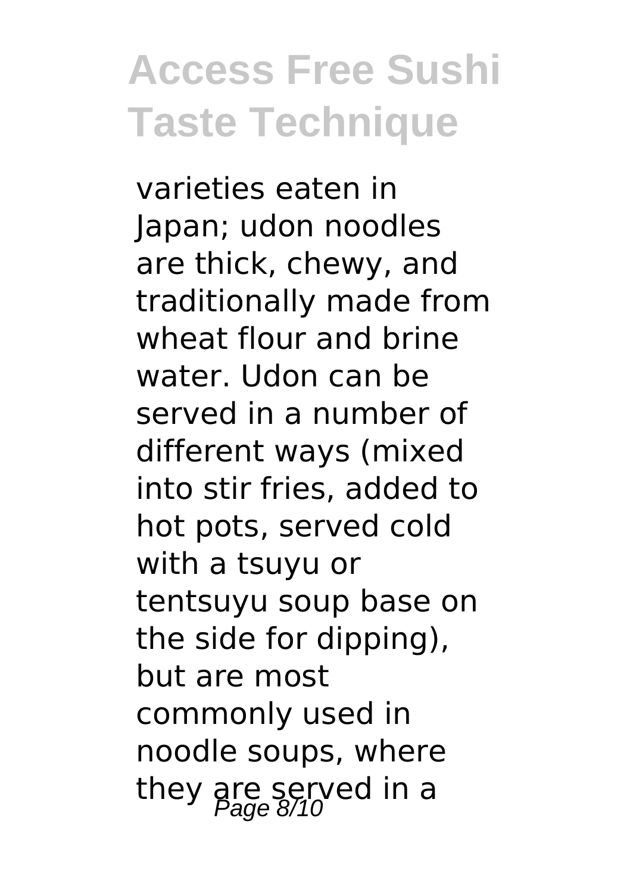varieties eaten in Japan; udon noodles are thick, chewy, and traditionally made from wheat flour and brine water. Udon can be served in a number of different ways (mixed into stir fries, added to hot pots, served cold with a tsuyu or tentsuyu soup base on the side for dipping), but are most commonly used in noodle soups, where they are served in a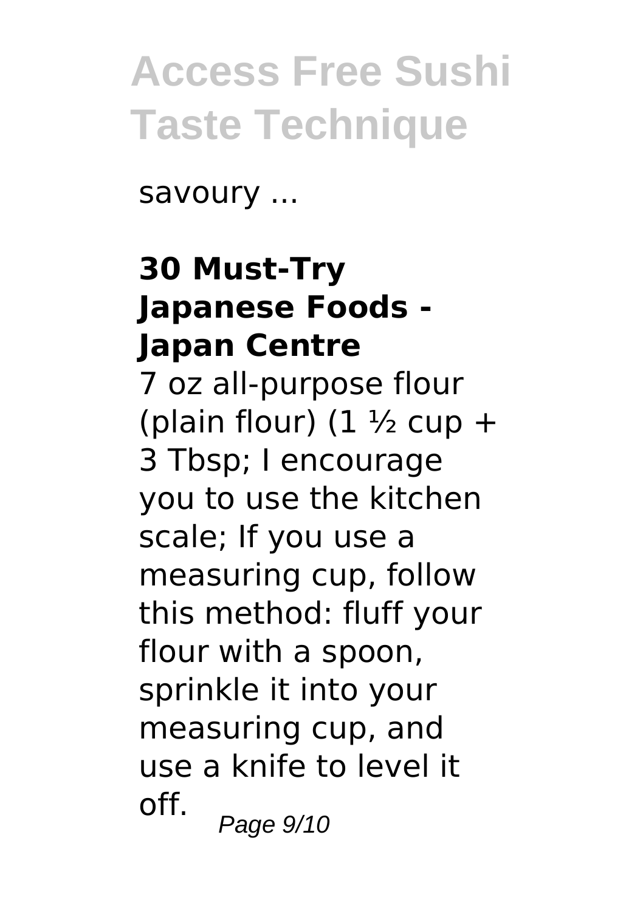savoury ...

### 30 Must-Try Japanese Foods - Japan Centre

7 oz all-purpose flour (plain flour) (1 ½ cup + 3 Tbsp; I encourage you to use the kitchen scale; If you use a measuring cup, follow this method: fluff your flour with a spoon, sprinkle it into your measuring cup, and use a knife to level it off.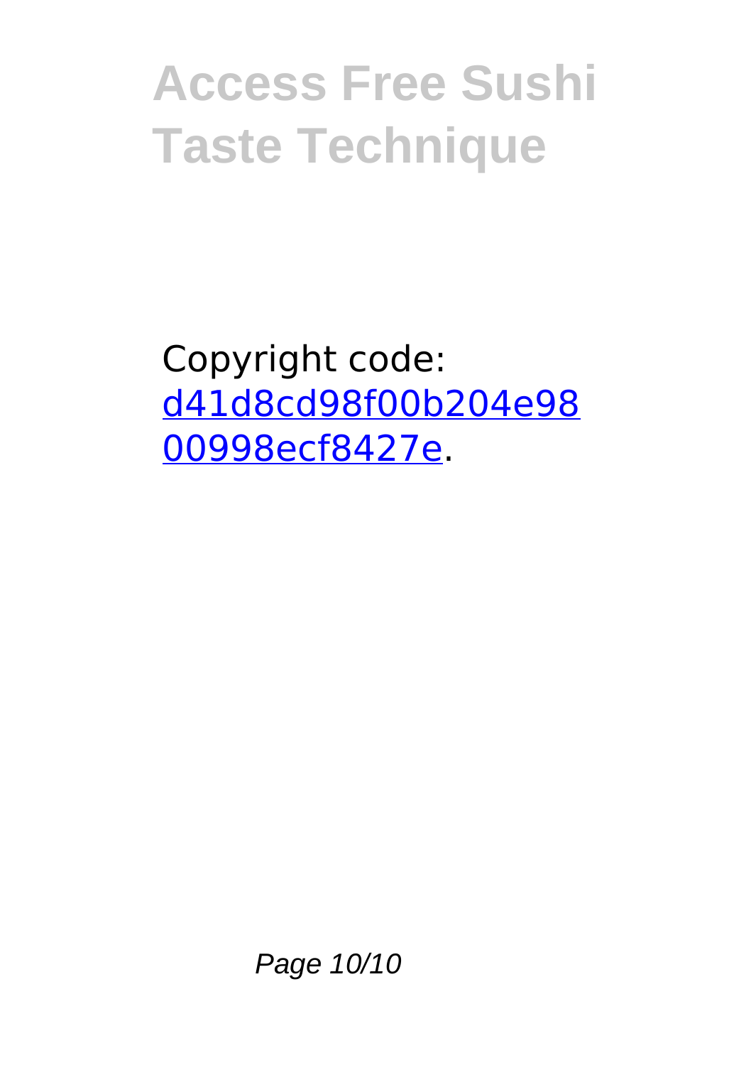Copyright code: [d41d8cd98f00b204e9800998ecf8427e](d41d8cd98f00b204e9800998ecf8427e).